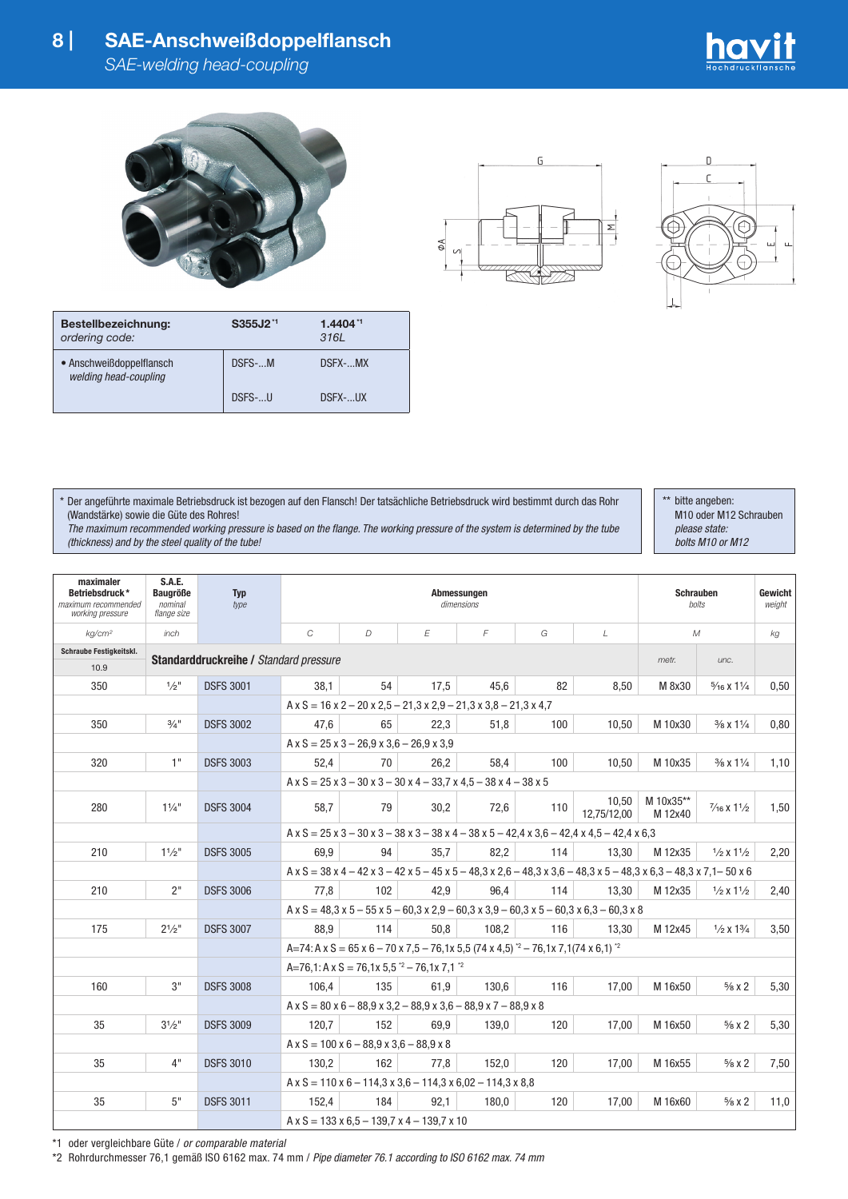# SAE-Anschweißdoppelflansch

*SAE-welding head-coupling*

| Bestellbezeichnung: *ordering code:* | S355J2 *1 | 1.4404 *1 *316L* |
|---|---|---|
| • Anschweißdoppelflansch *welding head-coupling* | DSFS-...M | DSFX-...MX |
| | DSFS-...U | DSFX-...UX |

\* Der angeführte maximale Betriebsdruck ist bezogen auf den Flansch! Der tatsächliche Betriebsdruck wird bestimmt durch das Rohr (Wandstärke) sowie die Güte des Rohres!
*The maximum recommended working pressure is based on the flange. The working pressure of the system is determined by the tube (thickness) and by the steel quality of the tube!*

\*\* bitte angeben: M10 oder M12 Schrauben
*please state: bolts M10 or M12*

| maximaler Betriebsdruck* *maximum recommended working pressure* | S.A.E. Baugröße *nominal flange size* | Typ *type* | Abmessungen *dimensions* | | | | | | Schrauben *bolts* | | Gewicht *weight* |
|---|---|---|---|---|---|---|---|---|---|---|---|
| *kg/cm²* | *inch* | | *C* | *D* | *E* | *F* | *G* | *L* | *M* | | *kg* |
| Schraube Festigkeitskl. 10.9 | **Standarddruckreihe /** *Standard pressure* | | | | | | | | metr. | unc. | |
| 350 | ½" | DSFS 3001 | 38,1 | 54 | 17,5 | 45,6 | 82 | 8,50 | M 8x30 | 5⁄16 x 1¼ | 0,50 |
| | | | A x S = 16 x 2 – 20 x 2,5 – 21,3 x 2,9 – 21,3 x 3,8 – 21,3 x 4,7 | | | | | | | | |
| 350 | ¾" | DSFS 3002 | 47,6 | 65 | 22,3 | 51,8 | 100 | 10,50 | M 10x30 | ⅜ x 1¼ | 0,80 |
| | | | A x S = 25 x 3 – 26,9 x 3,6 – 26,9 x 3,9 | | | | | | | | |
| 320 | 1" | DSFS 3003 | 52,4 | 70 | 26,2 | 58,4 | 100 | 10,50 | M 10x35 | ⅜ x 1¼ | 1,10 |
| | | | A x S = 25 x 3 – 30 x 3 – 30 x 4 – 33,7 x 4,5 – 38 x 4 – 38 x 5 | | | | | | | | |
| 280 | 1¼" | DSFS 3004 | 58,7 | 79 | 30,2 | 72,6 | 110 | 10,50 12,75/12,00 | M 10x35** M 12x40 | 7⁄16 x 1½ | 1,50 |
| | | | A x S = 25 x 3 – 30 x 3 – 38 x 3 – 38 x 4 – 38 x 5 – 42,4 x 3,6 – 42,4 x 4,5 – 42,4 x 6,3 | | | | | | | | |
| 210 | 1½" | DSFS 3005 | 69,9 | 94 | 35,7 | 82,2 | 114 | 13,30 | M 12x35 | ½ x 1½ | 2,20 |
| | | | A x S = 38 x 4 – 42 x 3 – 42 x 5 – 45 x 5 – 48,3 x 2,6 – 48,3 x 3,6 – 48,3 x 5 – 48,3 x 6,3 – 48,3 x 7,1– 50 x 6 | | | | | | | | |
| 210 | 2" | DSFS 3006 | 77,8 | 102 | 42,9 | 96,4 | 114 | 13,30 | M 12x35 | ½ x 1½ | 2,40 |
| | | | A x S = 48,3 x 5 – 55 x 5 – 60,3 x 2,9 – 60,3 x 3,9 – 60,3 x 5 – 60,3 x 6,3 – 60,3 x 8 | | | | | | | | |
| 175 | 2½" | DSFS 3007 | 88,9 | 114 | 50,8 | 108,2 | 116 | 13,30 | M 12x45 | ½ x 1¾ | 3,50 |
| | | | A=74: A x S = 65 x 6 – 70 x 7,5 – 76,1x 5,5 (74 x 4,5) *2 – 76,1x 7,1(74 x 6,1) *2 | | | | | | | | |
| | | | A=76,1: A x S = 76,1x 5,5 *2 – 76,1x 7,1 *2 | | | | | | | | |
| 160 | 3" | DSFS 3008 | 106,4 | 135 | 61,9 | 130,6 | 116 | 17,00 | M 16x50 | ⅝ x 2 | 5,30 |
| | | | A x S = 80 x 6 – 88,9 x 3,2 – 88,9 x 3,6 – 88,9 x 7 – 88,9 x 8 | | | | | | | | |
| 35 | 3½" | DSFS 3009 | 120,7 | 152 | 69,9 | 139,0 | 120 | 17,00 | M 16x50 | ⅝ x 2 | 5,30 |
| | | | A x S = 100 x 6 – 88,9 x 3,6 – 88,9 x 8 | | | | | | | | |
| 35 | 4" | DSFS 3010 | 130,2 | 162 | 77,8 | 152,0 | 120 | 17,00 | M 16x55 | ⅝ x 2 | 7,50 |
| | | | A x S = 110 x 6 – 114,3 x 3,6 – 114,3 x 6,02 – 114,3 x 8,8 | | | | | | | | |
| 35 | 5" | DSFS 3011 | 152,4 | 184 | 92,1 | 180,0 | 120 | 17,00 | M 16x60 | ⅝ x 2 | 11,0 |
| | | | A x S = 133 x 6,5 – 139,7 x 4 – 139,7 x 10 | | | | | | | | |

\*1 oder vergleichbare Güte / *or comparable material*

\*2 Rohrdurchmesser 76,1 gemäß ISO 6162 max. 74 mm / *Pipe diameter 76.1 according to ISO 6162 max. 74 mm*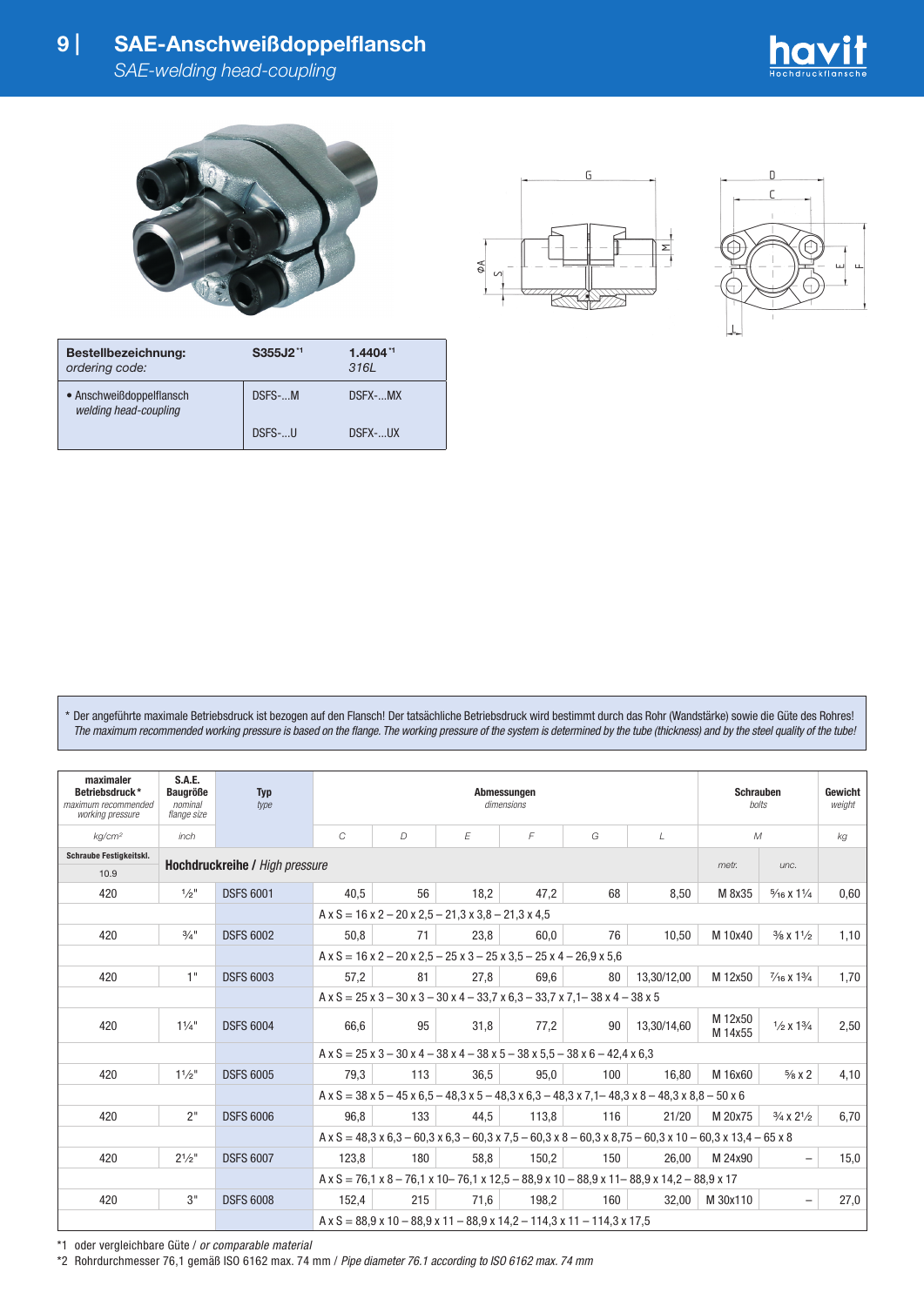# SAE-Anschweißdoppelflansch

*SAE-welding head-coupling*

G

D

C

ØA

S

M

E

F

L

| **Bestellbezeichnung:** *ordering code:* | **S355J2** [*1] | **1.4404** [*1] *316L* |
|---|---|---|
| • Anschweißdoppelflansch *welding head-coupling* | DSFS-...M | DSFX-...MX |
| | DSFS-...U | DSFX-...UX |

\* Der angeführte maximale Betriebsdruck ist bezogen auf den Flansch! Der tatsächliche Betriebsdruck wird bestimmt durch das Rohr (Wandstärke) sowie die Güte des Rohres!
*The maximum recommended working pressure is based on the flange. The working pressure of the system is determined by the tube (thickness) and by the steel quality of the tube!*

| maximaler Betriebsdruck* *maximum recommended working pressure* | S.A.E. Baugröße *nominal flange size* | Typ *type* | Abmessungen *dimensions* | | | | | | Schrauben *bolts* | | Gewicht *weight* |
|---|---|---|---|---|---|---|---|---|---|---|---|
| *kg/cm²* | *inch* | | *C* | *D* | *E* | *F* | *G* | *L* | *M* | | *kg* |
| **Schraube Festigkeitskl.** 10.9 | **Hochdruckreihe /** *High pressure* | | | | | | | | *metr.* | *unc.* | |
| 420 | ½" | DSFS 6001 | 40,5 | 56 | 18,2 | 47,2 | 68 | 8,50 | M 8x35 | 5⁄16 x 1¼ | 0,60 |
| | | | A x S = 16 x 2 – 20 x 2,5 – 21,3 x 3,8 – 21,3 x 4,5 | | | | | | | | |
| 420 | ¾" | DSFS 6002 | 50,8 | 71 | 23,8 | 60,0 | 76 | 10,50 | M 10x40 | ⅜ x 1½ | 1,10 |
| | | | A x S = 16 x 2 – 20 x 2,5 – 25 x 3 – 25 x 3,5 – 25 x 4 – 26,9 x 5,6 | | | | | | | | |
| 420 | 1" | DSFS 6003 | 57,2 | 81 | 27,8 | 69,6 | 80 | 13,30/12,00 | M 12x50 | 7⁄16 x 1¾ | 1,70 |
| | | | A x S = 25 x 3 – 30 x 3 – 30 x 4 – 33,7 x 6,3 – 33,7 x 7,1– 38 x 4 – 38 x 5 | | | | | | | | |
| 420 | 1¼" | DSFS 6004 | 66,6 | 95 | 31,8 | 77,2 | 90 | 13,30/14,60 | M 12x50 M 14x55 | ½ x 1¾ | 2,50 |
| | | | A x S = 25 x 3 – 30 x 4 – 38 x 4 – 38 x 5 – 38 x 5,5 – 38 x 6 – 42,4 x 6,3 | | | | | | | | |
| 420 | 1½" | DSFS 6005 | 79,3 | 113 | 36,5 | 95,0 | 100 | 16,80 | M 16x60 | ⅝ x 2 | 4,10 |
| | | | A x S = 38 x 5 – 45 x 6,5 – 48,3 x 5 – 48,3 x 6,3 – 48,3 x 7,1– 48,3 x 8 – 48,3 x 8,8 – 50 x 6 | | | | | | | | |
| 420 | 2" | DSFS 6006 | 96,8 | 133 | 44,5 | 113,8 | 116 | 21/20 | M 20x75 | ¾ x 2½ | 6,70 |
| | | | A x S = 48,3 x 6,3 – 60,3 x 6,3 – 60,3 x 7,5 – 60,3 x 8 – 60,3 x 8,75 – 60,3 x 10 – 60,3 x 13,4 – 65 x 8 | | | | | | | | |
| 420 | 2½" | DSFS 6007 | 123,8 | 180 | 58,8 | 150,2 | 150 | 26,00 | M 24x90 | – | 15,0 |
| | | | A x S = 76,1 x 8 – 76,1 x 10– 76,1 x 12,5 – 88,9 x 10 – 88,9 x 11– 88,9 x 14,2 – 88,9 x 17 | | | | | | | | |
| 420 | 3" | DSFS 6008 | 152,4 | 215 | 71,6 | 198,2 | 160 | 32,00 | M 30x110 | – | 27,0 |
| | | | A x S = 88,9 x 10 – 88,9 x 11 – 88,9 x 14,2 – 114,3 x 11 – 114,3 x 17,5 | | | | | | | | |

*1 oder vergleichbare Güte / *or comparable material*

*2 Rohrdurchmesser 76,1 gemäß ISO 6162 max. 74 mm / *Pipe diameter 76.1 according to ISO 6162 max. 74 mm*